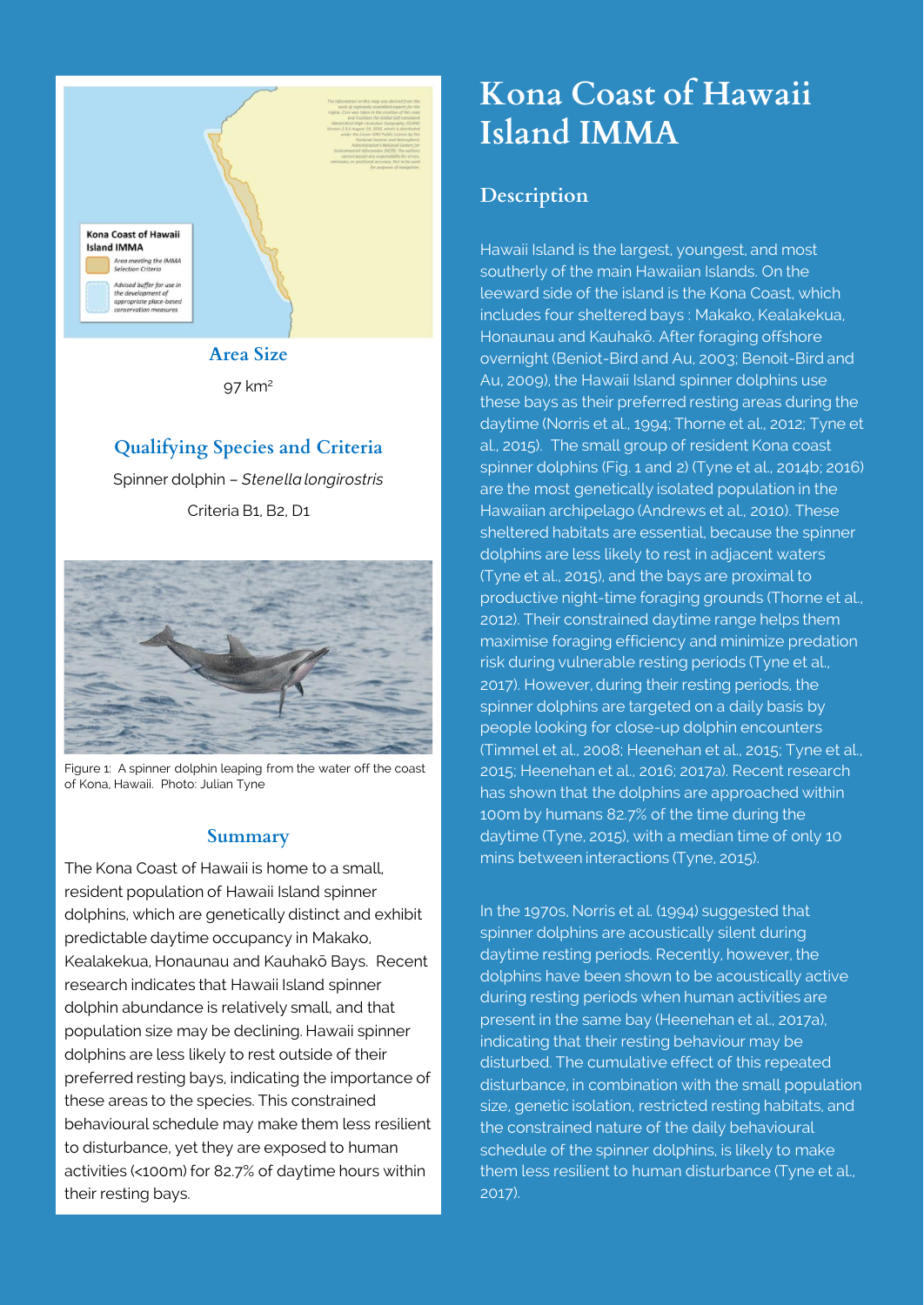# Kona Coast of Hawaii Island IMMA

## Description

Hawaii Island is the largest, youngest, and most southerly of the main Hawaiian Islands. On the leeward side of the island is the Kona Coast, which includes four sheltered bays : Makako, Kealakekua, Honaunau and Kauhakō. After foraging offshore overnight (Beniot-Bird and Au, 2003; Benoit-Bird and Au, 2009), the Hawaii Island spinner dolphins use these bays as their preferred resting areas during the daytime (Norris et al., 1994; Thorne et al., 2012; Tyne et al., 2015). The small group of resident Kona coast spinner dolphins (Fig. 1 and 2) (Tyne et al., 2014b; 2016) are the most genetically isolated population in the Hawaiian archipelago (Andrews et al., 2010). These sheltered habitats are essential, because the spinner dolphins are less likely to rest in adjacent waters (Tyne et al., 2015), and the bays are proximal to productive night-time foraging grounds (Thorne et al., 2012). Their constrained daytime range helps them maximise foraging efficiency and minimize predation risk during vulnerable resting periods (Tyne et al., 2017). However, during their resting periods, the spinner dolphins are targeted on a daily basis by people looking for close-up dolphin encounters (Timmel et al., 2008; Heenehan et al., 2015; Tyne et al., 2015; Heenehan et al., 2016; 2017a). Recent research has shown that the dolphins are approached within 100m by humans 82.7% of the time during the daytime (Tyne, 2015), with a median time of only 10 mins between interactions (Tyne, 2015).

In the 1970s, Norris et al. (1994) suggested that spinner dolphins are acoustically silent during daytime resting periods. Recently, however, the dolphins have been shown to be acoustically active during resting periods when human activities are present in the same bay (Heenehan et al., 2017a), indicating that their resting behaviour may be disturbed. The cumulative effect of this repeated disturbance, in combination with the small population size, genetic isolation, restricted resting habitats, and the constrained nature of the daily behavioural schedule of the spinner dolphins, is likely to make them less resilient to human disturbance (Tyne et al., 2017).

### Area Size

97 km$^2$

### Qualifying Species and Criteria

Spinner dolphin – *Stenella longirostris*

Criteria B1, B2, D1

Figure 1: A spinner dolphin leaping from the water off the coast of Kona, Hawaii. Photo: Julian Tyne

### Summary

The Kona Coast of Hawaii is home to a small, resident population of Hawaii Island spinner dolphins, which are genetically distinct and exhibit predictable daytime occupancy in Makako, Kealakekua, Honaunau and Kauhakō Bays. Recent research indicates that Hawaii Island spinner dolphin abundance is relatively small, and that population size may be declining. Hawaii spinner dolphins are less likely to rest outside of their preferred resting bays, indicating the importance of these areas to the species. This constrained behavioural schedule may make them less resilient to disturbance, yet they are exposed to human activities (<100m) for 82.7% of daytime hours within their resting bays.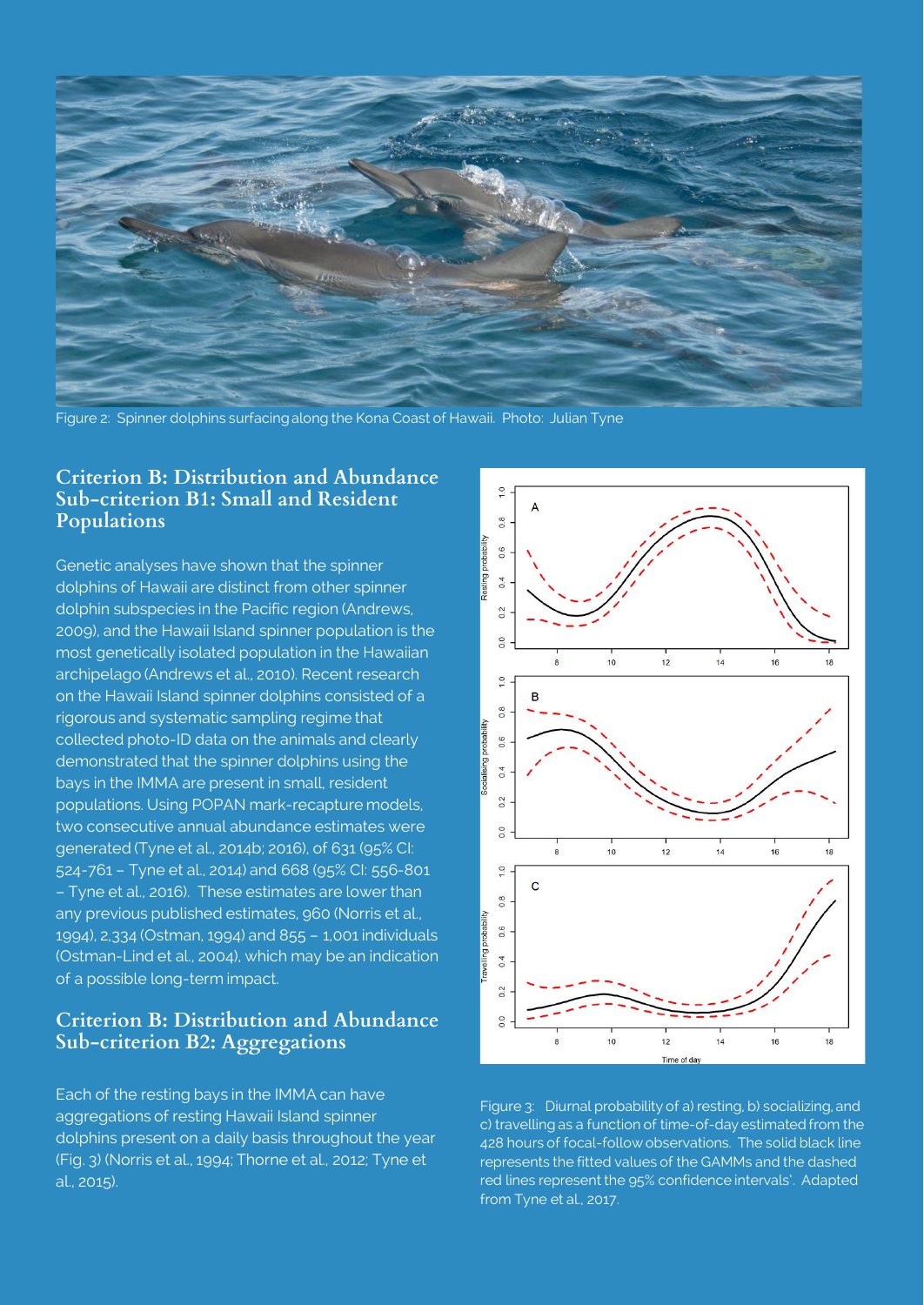Figure 2: Spinner dolphins surfacing along the Kona Coast of Hawaii. Photo: Julian Tyne

## Criterion B: Distribution and Abundance Sub-criterion B1: Small and Resident Populations

Genetic analyses have shown that the spinner dolphins of Hawaii are distinct from other spinner dolphin subspecies in the Pacific region (Andrews, 2009), and the Hawaii Island spinner population is the most genetically isolated population in the Hawaiian archipelago (Andrews et al., 2010). Recent research on the Hawaii Island spinner dolphins consisted of a rigorous and systematic sampling regime that collected photo-ID data on the animals and clearly demonstrated that the spinner dolphins using the bays in the IMMA are present in small, resident populations. Using POPAN mark-recapture models, two consecutive annual abundance estimates were generated (Tyne et al., 2014b; 2016), of 631 (95% CI: 524-761 – Tyne et al., 2014) and 668 (95% CI: 556-801 – Tyne et al., 2016). These estimates are lower than any previous published estimates, 960 (Norris et al., 1994), 2,334 (Ostman, 1994) and 855 – 1,001 individuals (Ostman-Lind et al., 2004), which may be an indication of a possible long-term impact.

## Criterion B: Distribution and Abundance Sub-criterion B2: Aggregations

Each of the resting bays in the IMMA can have aggregations of resting Hawaii Island spinner dolphins present on a daily basis throughout the year (Fig. 3) (Norris et al., 1994; Thorne et al., 2012; Tyne et al., 2015).

Figure 3: Diurnal probability of a) resting, b) socializing, and c) travelling as a function of time-of-day estimated from the 428 hours of focal-follow observations. The solid black line represents the fitted values of the GAMMs and the dashed red lines represent the 95% confidence intervals'. Adapted from Tyne et al., 2017.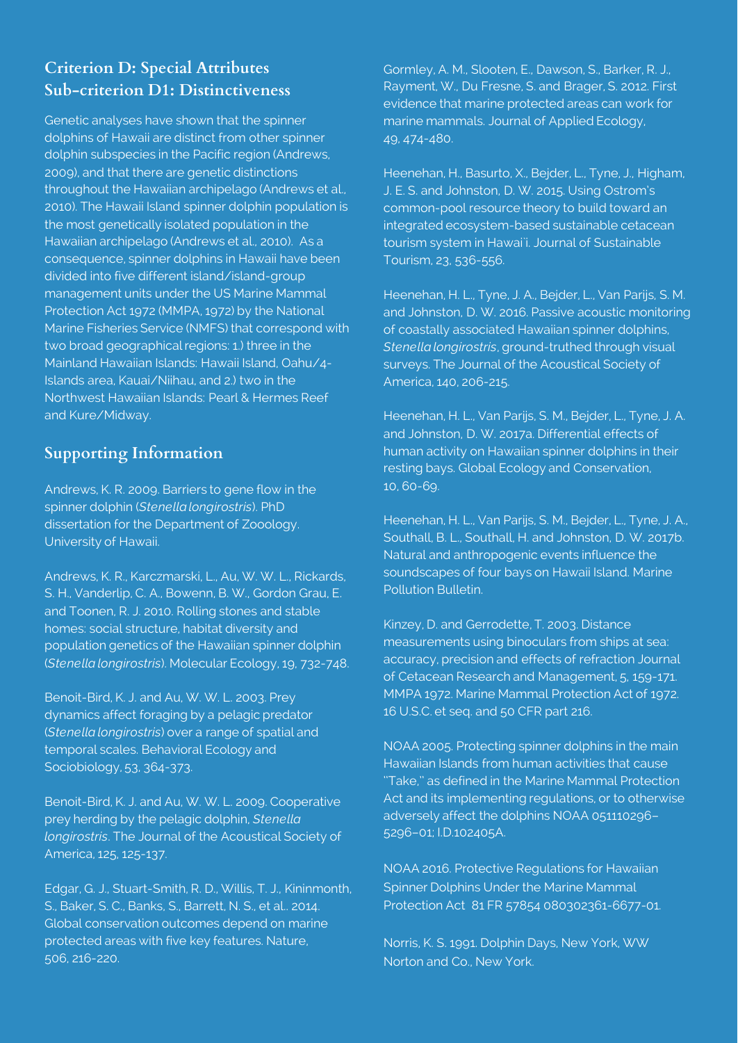## Criterion D: Special Attributes

## Sub-criterion D1: Distinctiveness

Genetic analyses have shown that the spinner dolphins of Hawaii are distinct from other spinner dolphin subspecies in the Pacific region (Andrews, 2009), and that there are genetic distinctions throughout the Hawaiian archipelago (Andrews et al., 2010). The Hawaii Island spinner dolphin population is the most genetically isolated population in the Hawaiian archipelago (Andrews et al., 2010). As a consequence, spinner dolphins in Hawaii have been divided into five different island/island-group management units under the US Marine Mammal Protection Act 1972 (MMPA, 1972) by the National Marine Fisheries Service (NMFS) that correspond with two broad geographical regions: 1.) three in the Mainland Hawaiian Islands: Hawaii Island, Oahu/4-Islands area, Kauai/Niihau, and 2.) two in the Northwest Hawaiian Islands: Pearl & Hermes Reef and Kure/Midway.

## Supporting Information

Andrews, K. R. 2009. Barriers to gene flow in the spinner dolphin (*Stenella longirostris*). PhD dissertation for the Department of Zooology. University of Hawaii.

Andrews, K. R., Karczmarski, L., Au, W. W. L., Rickards, S. H., Vanderlip, C. A., Bowenn, B. W., Gordon Grau, E. and Toonen, R. J. 2010. Rolling stones and stable homes: social structure, habitat diversity and population genetics of the Hawaiian spinner dolphin (*Stenella longirostris*). Molecular Ecology, 19, 732-748.

Benoit-Bird, K. J. and Au, W. W. L. 2003. Prey dynamics affect foraging by a pelagic predator (*Stenella longirostris*) over a range of spatial and temporal scales. Behavioral Ecology and Sociobiology, 53, 364-373.

Benoit-Bird, K. J. and Au, W. W. L. 2009. Cooperative prey herding by the pelagic dolphin, *Stenella longirostris*. The Journal of the Acoustical Society of America, 125, 125-137.

Edgar, G. J., Stuart-Smith, R. D., Willis, T. J., Kininmonth, S., Baker, S. C., Banks, S., Barrett, N. S., et al.. 2014. Global conservation outcomes depend on marine protected areas with five key features. Nature, 506, 216-220.

Gormley, A. M., Slooten, E., Dawson, S., Barker, R. J., Rayment, W., Du Fresne, S. and Brager, S. 2012. First evidence that marine protected areas can work for marine mammals. Journal of Applied Ecology, 49, 474-480.

Heenehan, H., Basurto, X., Bejder, L., Tyne, J., Higham, J. E. S. and Johnston, D. W. 2015. Using Ostrom's common-pool resource theory to build toward an integrated ecosystem-based sustainable cetacean tourism system in Hawai'i. Journal of Sustainable Tourism, 23, 536-556.

Heenehan, H. L., Tyne, J. A., Bejder, L., Van Parijs, S. M. and Johnston, D. W. 2016. Passive acoustic monitoring of coastally associated Hawaiian spinner dolphins, *Stenella longirostris*, ground-truthed through visual surveys. The Journal of the Acoustical Society of America, 140, 206-215.

Heenehan, H. L., Van Parijs, S. M., Bejder, L., Tyne, J. A. and Johnston, D. W. 2017a. Differential effects of human activity on Hawaiian spinner dolphins in their resting bays. Global Ecology and Conservation, 10, 60-69.

Heenehan, H. L., Van Parijs, S. M., Bejder, L., Tyne, J. A., Southall, B. L., Southall, H. and Johnston, D. W. 2017b. Natural and anthropogenic events influence the soundscapes of four bays on Hawaii Island. Marine Pollution Bulletin.

Kinzey, D. and Gerrodette, T. 2003. Distance measurements using binoculars from ships at sea: accuracy, precision and effects of refraction Journal of Cetacean Research and Management, 5, 159-171.
MMPA 1972. Marine Mammal Protection Act of 1972. 16 U.S.C. et seq. and 50 CFR part 216.

NOAA 2005. Protecting spinner dolphins in the main Hawaiian Islands from human activities that cause "Take," as defined in the Marine Mammal Protection Act and its implementing regulations, or to otherwise adversely affect the dolphins NOAA 051110296–5296–01; I.D.102405A.

NOAA 2016. Protective Regulations for Hawaiian Spinner Dolphins Under the Marine Mammal Protection Act 81 FR 57854 080302361-6677-01.

Norris, K. S. 1991. Dolphin Days, New York, WW Norton and Co., New York.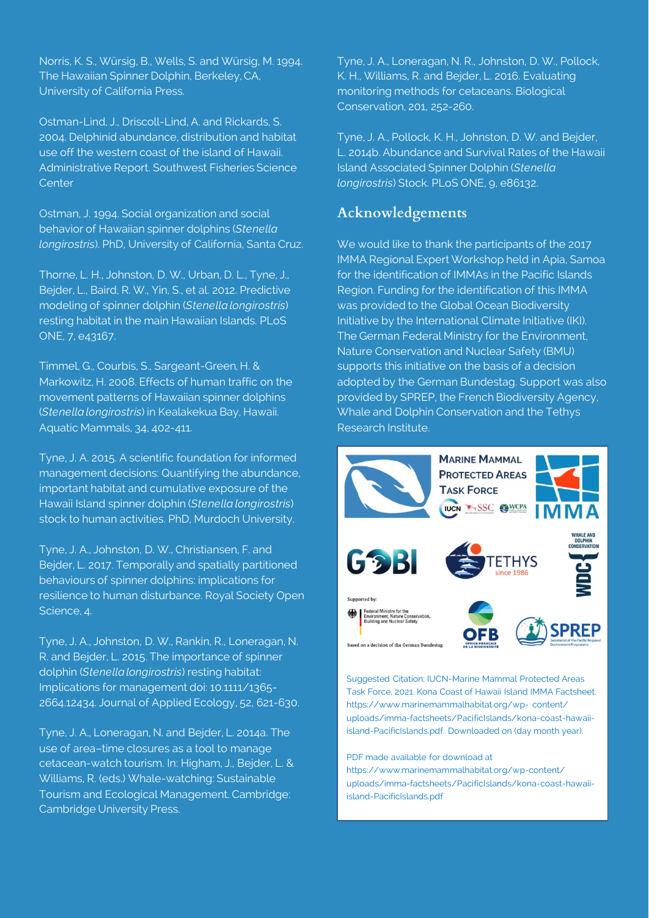Norris, K. S., Würsig, B., Wells, S. and Würsig, M. 1994. The Hawaiian Spinner Dolphin, Berkeley, CA, University of California Press.

Ostman-Lind, J., Driscoll-Lind, A. and Rickards, S. 2004. Delphinid abundance, distribution and habitat use off the western coast of the island of Hawaii. Administrative Report. Southwest Fisheries Science Center

Ostman, J. 1994. Social organization and social behavior of Hawaiian spinner dolphins (*Stenella longirostris*). PhD, University of California, Santa Cruz.

Thorne, L. H., Johnston, D. W., Urban, D. L., Tyne, J., Bejder, L., Baird, R. W., Yin, S., et al. 2012. Predictive modeling of spinner dolphin (*Stenella longirostris*) resting habitat in the main Hawaiian Islands. PLoS ONE, 7, e43167.

Timmel, G., Courbis, S., Sargeant-Green, H. & Markowitz, H. 2008. Effects of human traffic on the movement patterns of Hawaiian spinner dolphins (*Stenella longirostris*) in Kealakekua Bay, Hawaii. Aquatic Mammals, 34, 402-411.

Tyne, J. A. 2015. A scientific foundation for informed management decisions: Quantifying the abundance, important habitat and cumulative exposure of the Hawaii Island spinner dolphin (*Stenella longirostris*) stock to human activities. PhD, Murdoch University.

Tyne, J. A., Johnston, D. W., Christiansen, F. and Bejder, L. 2017. Temporally and spatially partitioned behaviours of spinner dolphins: implications for resilience to human disturbance. Royal Society Open Science, 4.

Tyne, J. A., Johnston, D. W., Rankin, R., Loneragan, N. R. and Bejder, L. 2015. The importance of spinner dolphin (*Stenella longirostris*) resting habitat: Implications for management doi: 10.1111/1365-2664.12434. Journal of Applied Ecology, 52, 621-630.

Tyne, J. A., Loneragan, N. and Bejder, L. 2014a. The use of area–time closures as a tool to manage cetacean-watch tourism. In: Higham, J., Bejder, L. & Williams, R. (eds.) Whale-watching: Sustainable Tourism and Ecological Management. Cambridge: Cambridge University Press.

Tyne, J. A., Loneragan, N. R., Johnston, D. W., Pollock, K. H., Williams, R. and Bejder, L. 2016. Evaluating monitoring methods for cetaceans. Biological Conservation, 201, 252-260.

Tyne, J. A., Pollock, K. H., Johnston, D. W. and Bejder, L. 2014b. Abundance and Survival Rates of the Hawaii Island Associated Spinner Dolphin (*Stenella longirostris*) Stock. PLoS ONE, 9, e86132.

## Acknowledgements

We would like to thank the participants of the 2017 IMMA Regional Expert Workshop held in Apia, Samoa for the identification of IMMAs in the Pacific Islands Region. Funding for the identification of this IMMA was provided to the Global Ocean Biodiversity Initiative by the International Climate Initiative (IKI). The German Federal Ministry for the Environment, Nature Conservation and Nuclear Safety (BMU) supports this initiative on the basis of a decision adopted by the German Bundestag. Support was also provided by SPREP, the French Biodiversity Agency, Whale and Dolphin Conservation and the Tethys Research Institute.

Marine Mammal Protected Areas Task Force

IUCN SSC WCPA

IMMA

GOBI

TETHYS since 1986

WHALE AND DOLPHIN CONSERVATION WDC

Supported by:

Federal Ministry for the Environment, Nature Conservation, Building and Nuclear Safety

based on a decision of the German Bundestag

OFB OFFICE FRANÇAIS DE LA BIODIVERSITÉ

SPREP Secretariat of the Pacific Regional Environment Programme

Suggested Citation: IUCN-Marine Mammal Protected Areas Task Force, 2021. Kona Coast of Hawaii Island IMMA Factsheet. https://www.marinemammalhabitat.org/wp- content/uploads/imma-factsheets/PacificIslands/kona-coast-hawaii-island-PacificIslands.pdf. Downloaded on (day month year).

PDF made available for download at https://www.marinemammalhabitat.org/wp-content/uploads/imma-factsheets/PacificIslands/kona-coast-hawaii-island-PacificIslands.pdf